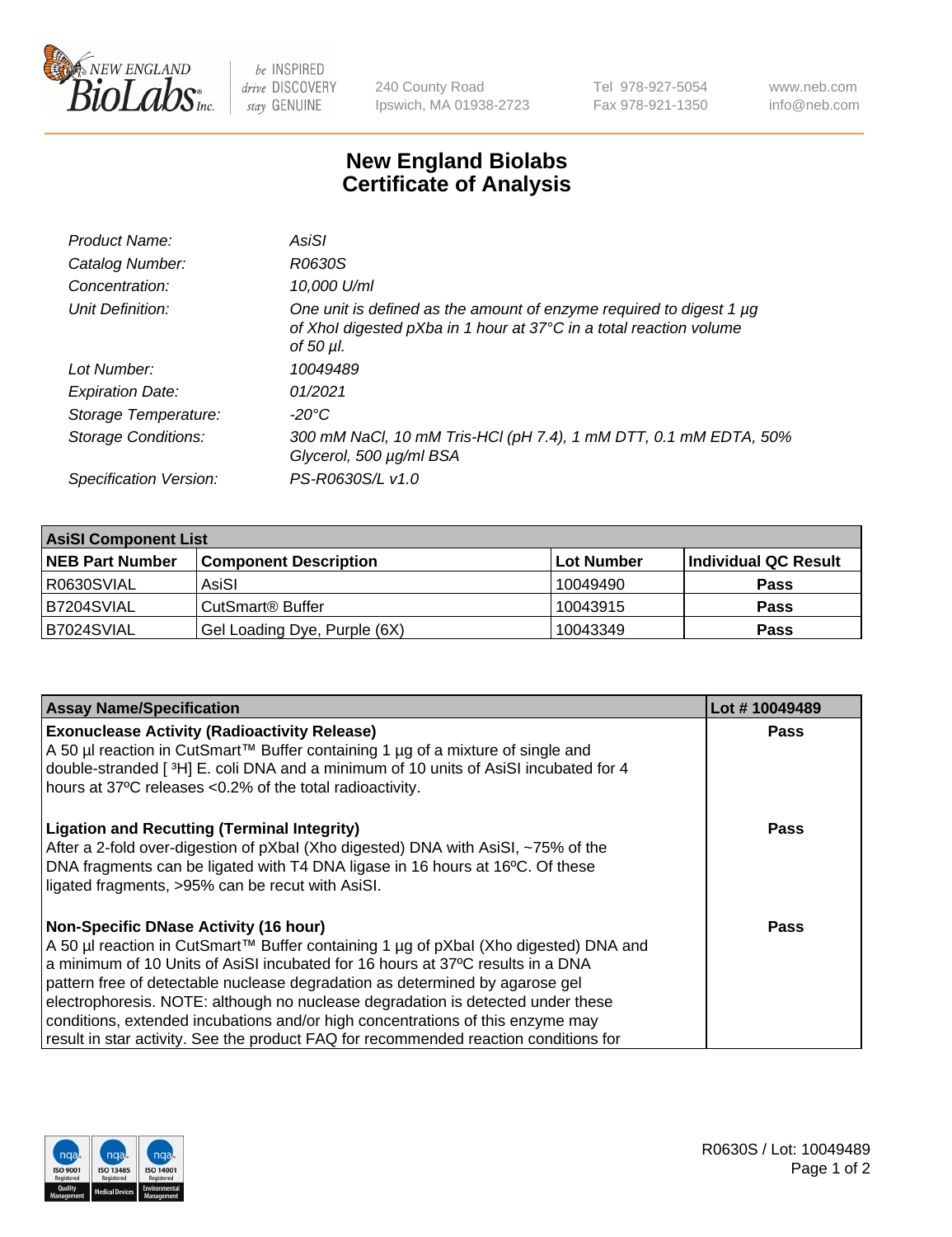# New England Biolabs
# Certificate of Analysis

| | |
|---|---|
| *Product Name:* | *AsiSI* |
| *Catalog Number:* | *R0630S* |
| *Concentration:* | *10,000 U/ml* |
| *Unit Definition:* | *One unit is defined as the amount of enzyme required to digest 1 µg of XhoI digested pXba in 1 hour at 37°C in a total reaction volume of 50 µl.* |
| *Lot Number:* | *10049489* |
| *Expiration Date:* | *01/2021* |
| *Storage Temperature:* | *-20°C* |
| *Storage Conditions:* | *300 mM NaCl, 10 mM Tris-HCl (pH 7.4), 1 mM DTT, 0.1 mM EDTA, 50% Glycerol, 500 µg/ml BSA* |
| *Specification Version:* | *PS-R0630S/L v1.0* |

| **AsiSI Component List** | | | |
|---|---|---|---|
| **NEB Part Number** | **Component Description** | **Lot Number** | **Individual QC Result** |
| R0630SVIAL | AsiSI | 10049490 | **Pass** |
| B7204SVIAL | CutSmart® Buffer | 10043915 | **Pass** |
| B7024SVIAL | Gel Loading Dye, Purple (6X) | 10043349 | **Pass** |

| **Assay Name/Specification** | **Lot # 10049489** |
|---|---|
| **Exonuclease Activity (Radioactivity Release)** A 50 µl reaction in CutSmart™ Buffer containing 1 µg of a mixture of single and double-stranded [ $^3$H] E. coli DNA and a minimum of 10 units of AsiSI incubated for 4 hours at 37ºC releases <0.2% of the total radioactivity. | **Pass** |
| **Ligation and Recutting (Terminal Integrity)** After a 2-fold over-digestion of pXbaI (Xho digested) DNA with AsiSI, ~75% of the DNA fragments can be ligated with T4 DNA ligase in 16 hours at 16ºC. Of these ligated fragments, >95% can be recut with AsiSI. | **Pass** |
| **Non-Specific DNase Activity (16 hour)** A 50 µl reaction in CutSmart™ Buffer containing 1 µg of pXbaI (Xho digested) DNA and a minimum of 10 Units of AsiSI incubated for 16 hours at 37ºC results in a DNA pattern free of detectable nuclease degradation as determined by agarose gel electrophoresis. NOTE: although no nuclease degradation is detected under these conditions, extended incubations and/or high concentrations of this enzyme may result in star activity. See the product FAQ for recommended reaction conditions for | **Pass** |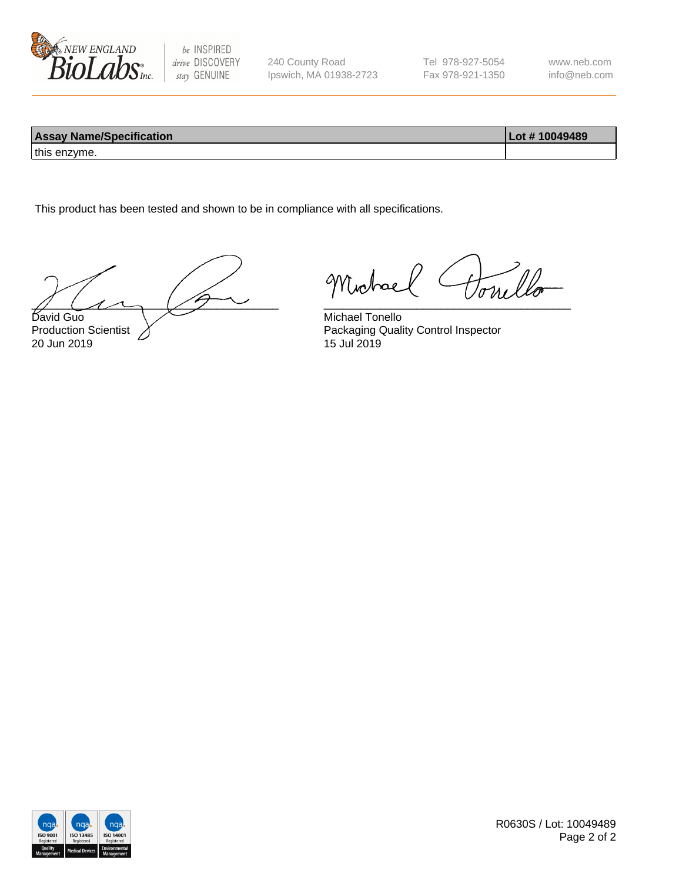| Assay Name/Specification | Lot # 10049489 |
|---|---|
| this enzyme. | |

This product has been tested and shown to be in compliance with all specifications.

David Guo
Production Scientist
20 Jun 2019

Michael Tonello
Packaging Quality Control Inspector
15 Jul 2019

R0630S / Lot: 10049489